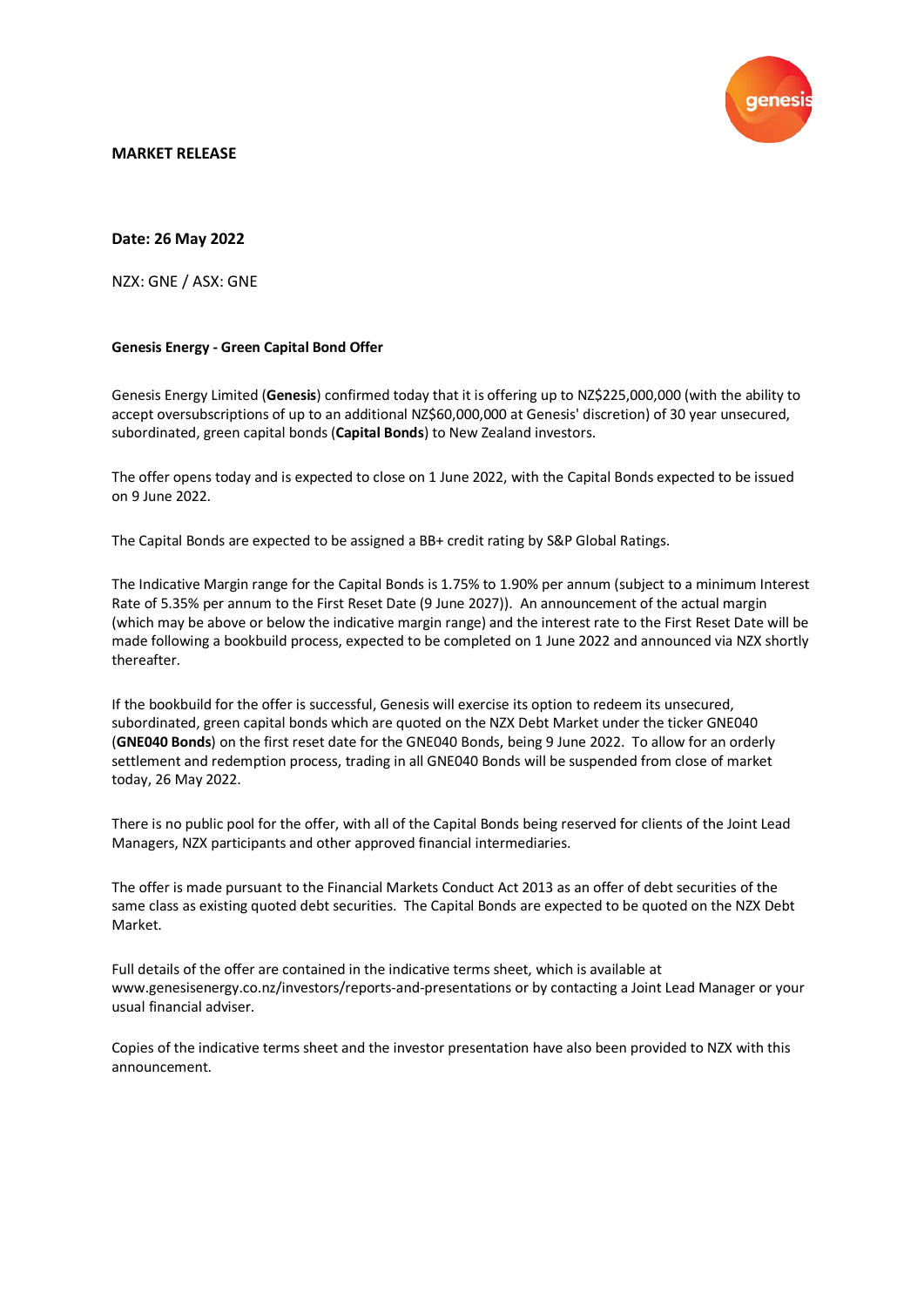**MARKET RELEASE**

**Date: 26 May 2022**

NZX: GNE / ASX: GNE

**Genesis Energy - Green Capital Bond Offer**

Genesis Energy Limited (**Genesis**) confirmed today that it is offering up to NZ$225,000,000 (with the ability to accept oversubscriptions of up to an additional NZ$60,000,000 at Genesis' discretion) of 30 year unsecured, subordinated, green capital bonds (**Capital Bonds**) to New Zealand investors.

The offer opens today and is expected to close on 1 June 2022, with the Capital Bonds expected to be issued on 9 June 2022.

The Capital Bonds are expected to be assigned a BB+ credit rating by S&P Global Ratings.

The Indicative Margin range for the Capital Bonds is 1.75% to 1.90% per annum (subject to a minimum Interest Rate of 5.35% per annum to the First Reset Date (9 June 2027)). An announcement of the actual margin (which may be above or below the indicative margin range) and the interest rate to the First Reset Date will be made following a bookbuild process, expected to be completed on 1 June 2022 and announced via NZX shortly thereafter.

If the bookbuild for the offer is successful, Genesis will exercise its option to redeem its unsecured, subordinated, green capital bonds which are quoted on the NZX Debt Market under the ticker GNE040 (**GNE040 Bonds**) on the first reset date for the GNE040 Bonds, being 9 June 2022. To allow for an orderly settlement and redemption process, trading in all GNE040 Bonds will be suspended from close of market today, 26 May 2022.

There is no public pool for the offer, with all of the Capital Bonds being reserved for clients of the Joint Lead Managers, NZX participants and other approved financial intermediaries.

The offer is made pursuant to the Financial Markets Conduct Act 2013 as an offer of debt securities of the same class as existing quoted debt securities. The Capital Bonds are expected to be quoted on the NZX Debt Market.

Full details of the offer are contained in the indicative terms sheet, which is available at www.genesisenergy.co.nz/investors/reports-and-presentations or by contacting a Joint Lead Manager or your usual financial adviser.

Copies of the indicative terms sheet and the investor presentation have also been provided to NZX with this announcement.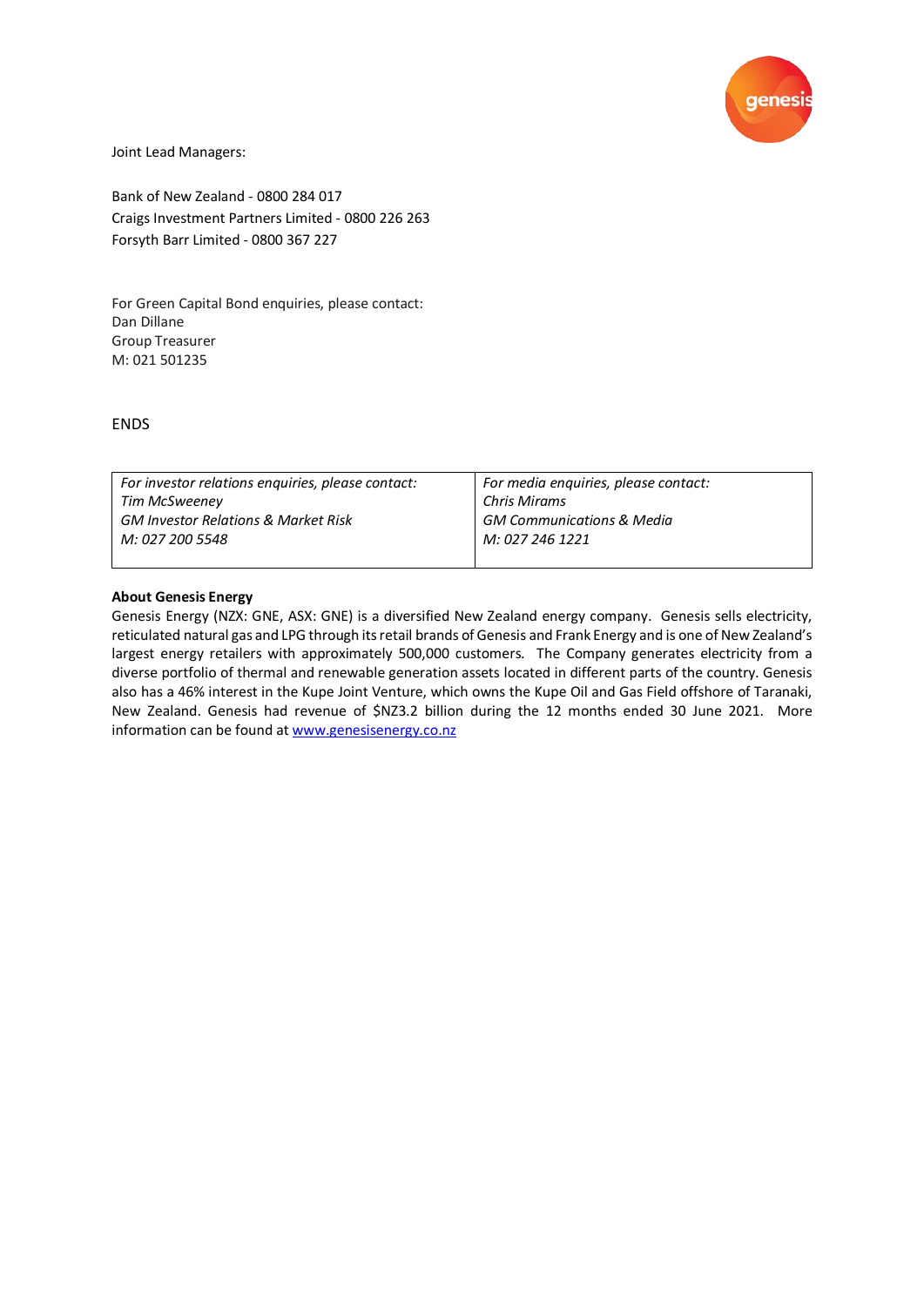Joint Lead Managers:

Bank of New Zealand - 0800 284 017
Craigs Investment Partners Limited - 0800 226 263
Forsyth Barr Limited - 0800 367 227

For Green Capital Bond enquiries, please contact:
Dan Dillane
Group Treasurer
M: 021 501235

ENDS

| | |
|---|---|
| *For investor relations enquiries, please contact:*<br>*Tim McSweeney*<br>*GM Investor Relations & Market Risk*<br>*M: 027 200 5548* | *For media enquiries, please contact:*<br>*Chris Mirams*<br>*GM Communications & Media*<br>*M: 027 246 1221* |

**About Genesis Energy**

Genesis Energy (NZX: GNE, ASX: GNE) is a diversified New Zealand energy company. Genesis sells electricity, reticulated natural gas and LPG through its retail brands of Genesis and Frank Energy and is one of New Zealand's largest energy retailers with approximately 500,000 customers. The Company generates electricity from a diverse portfolio of thermal and renewable generation assets located in different parts of the country. Genesis also has a 46% interest in the Kupe Joint Venture, which owns the Kupe Oil and Gas Field offshore of Taranaki, New Zealand. Genesis had revenue of $NZ3.2 billion during the 12 months ended 30 June 2021. More information can be found at www.genesisenergy.co.nz